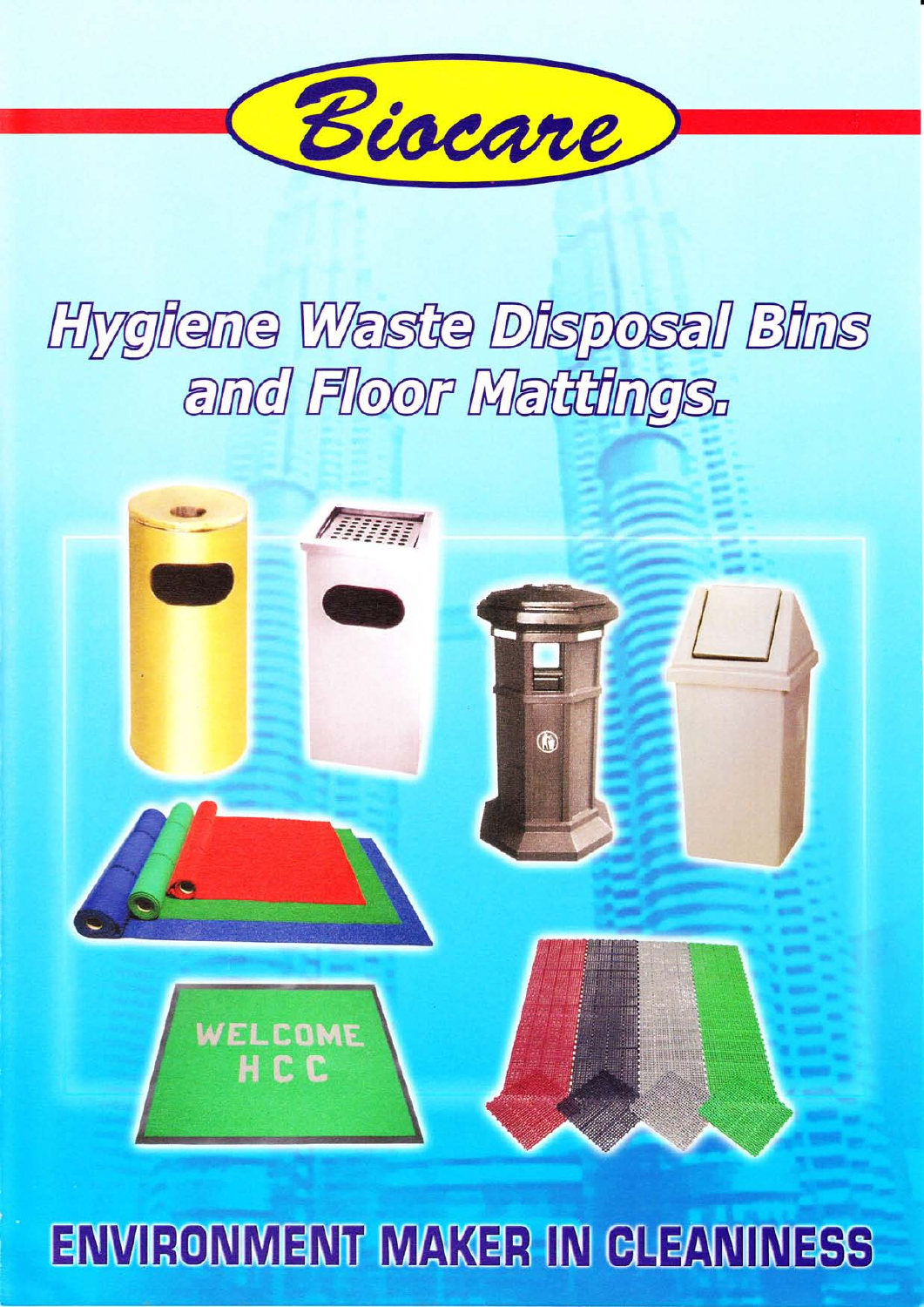# Biocare

## Hygiene Waste Disposal Bins and Floor Mattings.

WELCOME
HCC

## ENVIRONMENT MAKER IN CLEANINESS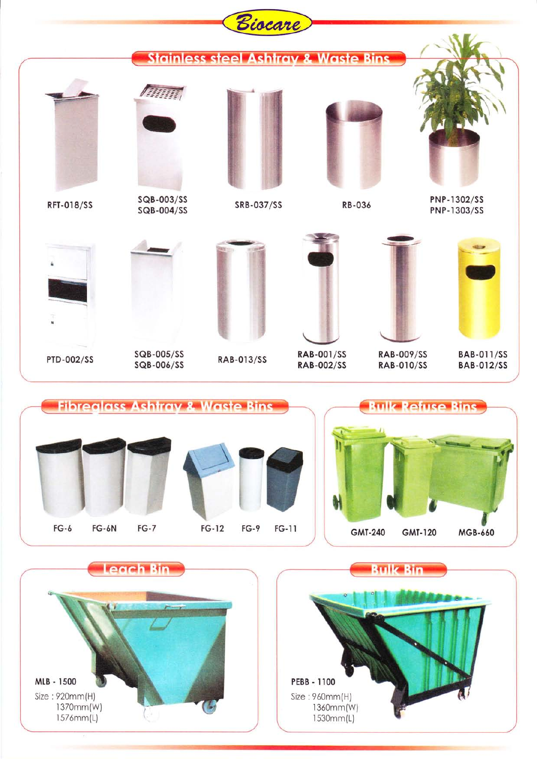# Biocare

## Stainless steel Ashtray & Waste Bins

RFT-018/SS

SQB-003/SS
SQB-004/SS

SRB-037/SS

RB-036

PNP-1302/SS
PNP-1303/SS

PTD-002/SS

SQB-005/SS
SQB-006/SS

RAB-013/SS

RAB-001/SS
RAB-002/SS

RAB-009/SS
RAB-010/SS

BAB-011/SS
BAB-012/SS

## Fibreglass Ashtray & Waste Bins

FG-6 FG-6N FG-7 FG-12 FG-9 FG-11

## Bulk Refuse Bins

GMT-240 GMT-120 MGB-660

## Leach Bin

MLB - 1500

Size : 920mm(H)
1370mm(W)
1576mm(L)

## Bulk Bin

PEBB - 1100

Size : 960mm(H)
1360mm(W)
1530mm(L)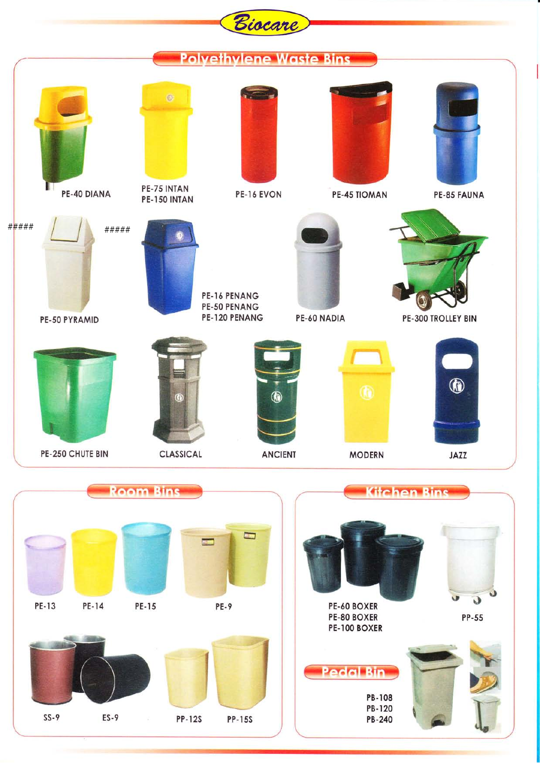# Biocare

## Polyethylene Waste Bins

PE-40 DIANA

PE-75 INTAN
PE-150 INTAN

PE-16 EVON

PE-45 TIOMAN

PE-85 FAUNA

##### PE-50 PYRAMID #####

PE-16 PENANG
PE-50 PENANG
PE-120 PENANG

PE-60 NADIA

PE-300 TROLLEY BIN

PE-250 CHUTE BIN

CLASSICAL

ANCIENT

MODERN

JAZZ

## Room Bins

PE-13

PE-14

PE-15

PE-9

SS-9

ES-9

PP-12S

PP-15S

## Kitchen Bins

PE-60 BOXER
PE-80 BOXER
PE-100 BOXER

PP-55

## Pedal Bin

PB-108
PB-120
PB-240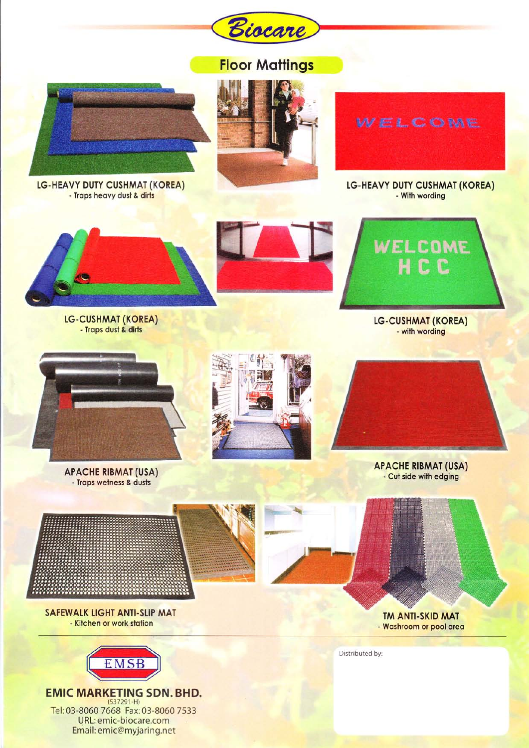# Biocare

## Floor Mattings

**LG-HEAVY DUTY CUSHMAT (KOREA)**
- Traps heavy dust & dirts

**LG-HEAVY DUTY CUSHMAT (KOREA)**
- With wording

**LG-CUSHMAT (KOREA)**
- Traps dust & dirts

**LG-CUSHMAT (KOREA)**
- with wording

**APACHE RIBMAT (USA)**
- Traps wetness & dusts

**APACHE RIBMAT (USA)**
- Cut side with edging

**SAFEWALK LIGHT ANTI-SLIP MAT**
- Kitchen or work station

**TM ANTI-SKID MAT**
- Washroom or pool area

EMSB

**EMIC MARKETING SDN. BHD.**
(537291-H)
Tel: 03-8060 7668 Fax: 03-8060 7533
URL: emic-biocare.com
Email: emic@myjaring.net

Distributed by: